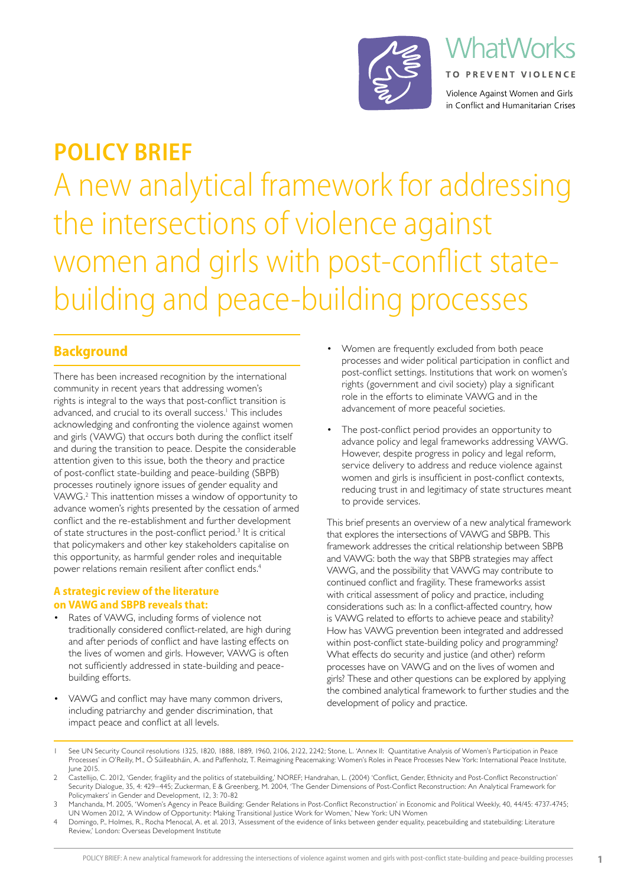WhatWorks

TO PREVENT VIOLENCE

Violence Against Women and Girls in Conflict and Humanitarian Crises

# POLICY BRIEF

# A new analytical framework for addressing the intersections of violence against women and girls with post-conflict state-building and peace-building processes

## Background

There has been increased recognition by the international community in recent years that addressing women's rights is integral to the ways that post-conflict transition is advanced, and crucial to its overall success.[1] This includes acknowledging and confronting the violence against women and girls (VAWG) that occurs both during the conflict itself and during the transition to peace. Despite the considerable attention given to this issue, both the theory and practice of post-conflict state-building and peace-building (SBPB) processes routinely ignore issues of gender equality and VAWG.[2] This inattention misses a window of opportunity to advance women's rights presented by the cessation of armed conflict and the re-establishment and further development of state structures in the post-conflict period.[3] It is critical that policymakers and other key stakeholders capitalise on this opportunity, as harmful gender roles and inequitable power relations remain resilient after conflict ends.[4]

### A strategic review of the literature on VAWG and SBPB reveals that:

- Rates of VAWG, including forms of violence not traditionally considered conflict-related, are high during and after periods of conflict and have lasting effects on the lives of women and girls. However, VAWG is often not sufficiently addressed in state-building and peace-building efforts.
- VAWG and conflict may have many common drivers, including patriarchy and gender discrimination, that impact peace and conflict at all levels.
- Women are frequently excluded from both peace processes and wider political participation in conflict and post-conflict settings. Institutions that work on women's rights (government and civil society) play a significant role in the efforts to eliminate VAWG and in the advancement of more peaceful societies.
- The post-conflict period provides an opportunity to advance policy and legal frameworks addressing VAWG. However, despite progress in policy and legal reform, service delivery to address and reduce violence against women and girls is insufficient in post-conflict contexts, reducing trust in and legitimacy of state structures meant to provide services.

This brief presents an overview of a new analytical framework that explores the intersections of VAWG and SBPB. This framework addresses the critical relationship between SBPB and VAWG: both the way that SBPB strategies may affect VAWG, and the possibility that VAWG may contribute to continued conflict and fragility. These frameworks assist with critical assessment of policy and practice, including considerations such as: In a conflict-affected country, how is VAWG related to efforts to achieve peace and stability? How has VAWG prevention been integrated and addressed within post-conflict state-building policy and programming? What effects do security and justice (and other) reform processes have on VAWG and on the lives of women and girls? These and other questions can be explored by applying the combined analytical framework to further studies and the development of policy and practice.

---

1 See UN Security Council resolutions 1325, 1820, 1888, 1889, 1960, 2106, 2122, 2242; Stone, L. 'Annex II: Quantitative Analysis of Women's Participation in Peace Processes' in O'Reilly, M., Ó Súilleabháin, A. and Paffenholz, T. Reimagining Peacemaking: Women's Roles in Peace Processes New York: International Peace Institute, June 2015.

2 Castellijo, C. 2012, 'Gender, fragility and the politics of statebuilding,' NOREF; Handrahan, L. (2004) 'Conflict, Gender, Ethnicity and Post-Conflict Reconstruction' Security Dialogue, 35, 4: 429–445; Zuckerman, E & Greenberg, M. 2004, 'The Gender Dimensions of Post-Conflict Reconstruction: An Analytical Framework for Policymakers' in Gender and Development, 12, 3: 70-82

3 Manchanda, M. 2005, 'Women's Agency in Peace Building: Gender Relations in Post-Conflict Reconstruction' in Economic and Political Weekly, 40, 44/45: 4737-4745; UN Women 2012, 'A Window of Opportunity: Making Transitional Justice Work for Women,' New York: UN Women

4 Domingo, P., Holmes, R., Rocha Menocal, A. et al. 2013, 'Assessment of the evidence of links between gender equality, peacebuilding and statebuilding: Literature Review,' London: Overseas Development Institute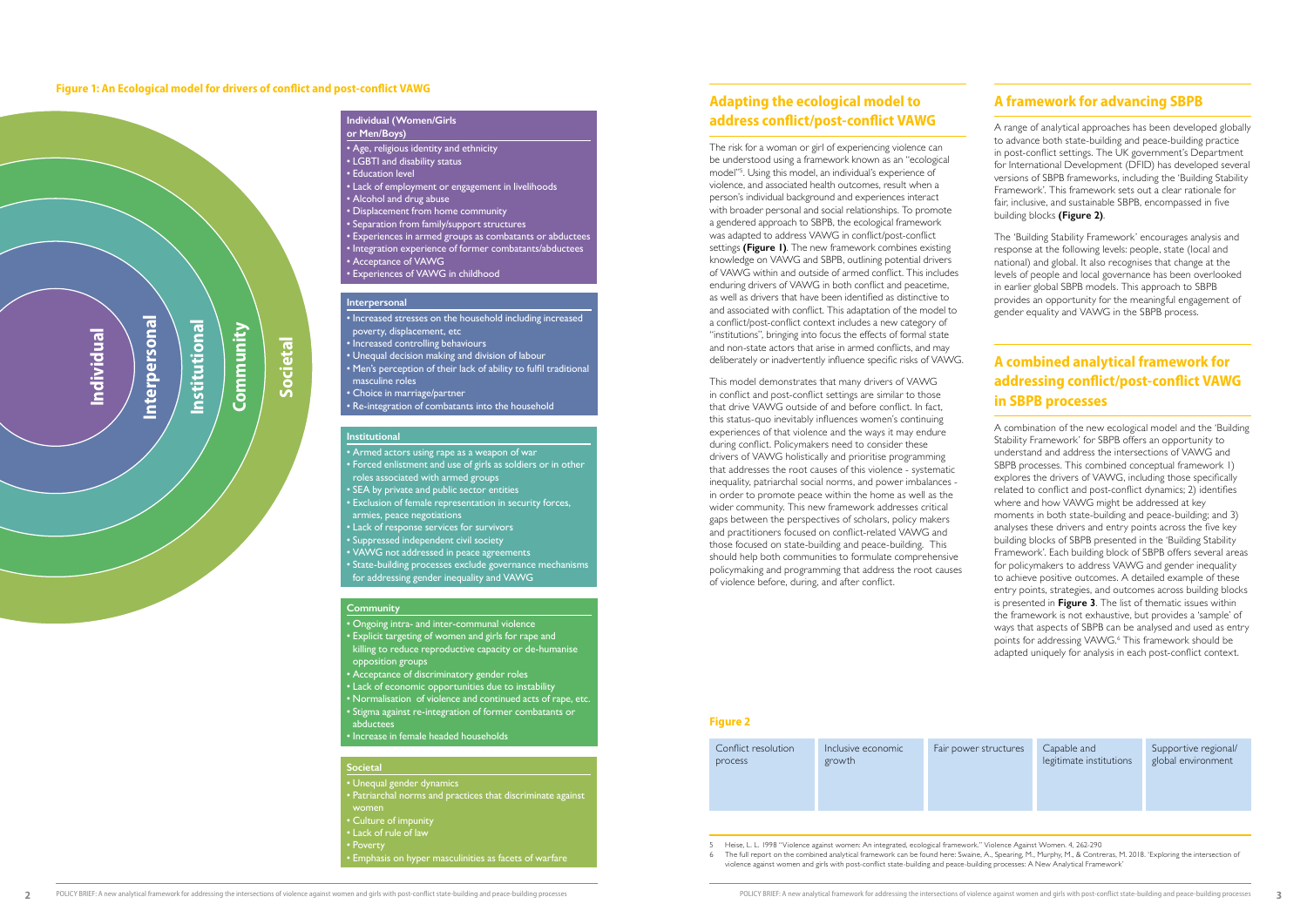**Figure 1: An Ecological model for drivers of conflict and post-conflict VAWG**

Individual | Interpersonal | Institutional | Community | Societal

**Individual (Women/Girls or Men/Boys)**

- Age, religious identity and ethnicity
- LGBTI and disability status
- Education level
- Lack of employment or engagement in livelihoods
- Alcohol and drug abuse
- Displacement from home community
- Separation from family/support structures
- Experiences in armed groups as combatants or abductees
- Integration experience of former combatants/abductees
- Acceptance of VAWG
- Experiences of VAWG in childhood

**Interpersonal**

- Increased stresses on the household including increased poverty, displacement, etc
- Increased controlling behaviours
- Unequal decision making and division of labour
- Men's perception of their lack of ability to fulfil traditional masculine roles
- Choice in marriage/partner
- Re-integration of combatants into the household

**Institutional**

- Armed actors using rape as a weapon of war
- Forced enlistment and use of girls as soldiers or in other roles associated with armed groups
- SEA by private and public sector entities
- Exclusion of female representation in security forces, armies, peace negotiations
- Lack of response services for survivors
- Suppressed independent civil society
- VAWG not addressed in peace agreements
- State-building processes exclude governance mechanisms for addressing gender inequality and VAWG

**Community**

- Ongoing intra- and inter-communal violence
- Explicit targeting of women and girls for rape and killing to reduce reproductive capacity or de-humanise opposition groups
- Acceptance of discriminatory gender roles
- Lack of economic opportunities due to instability
- Normalisation of violence and continued acts of rape, etc.
- Stigma against re-integration of former combatants or abductees
- Increase in female headed households

**Societal**

- Unequal gender dynamics
- Patriarchal norms and practices that discriminate against women
- Culture of impunity
- Lack of rule of law
- Poverty
- Emphasis on hyper masculinities as facets of warfare

## Adapting the ecological model to address conflict/post-conflict VAWG

The risk for a woman or girl of experiencing violence can be understood using a framework known as an "ecological model"[5]. Using this model, an individual's experience of violence, and associated health outcomes, result when a person's individual background and experiences interact with broader personal and social relationships. To promote a gendered approach to SBPB, the ecological framework was adapted to address VAWG in conflict/post-conflict settings **(Figure 1)**. The new framework combines existing knowledge on VAWG and SBPB, outlining potential drivers of VAWG within and outside of armed conflict. This includes enduring drivers of VAWG in both conflict and peacetime, as well as drivers that have been identified as distinctive to and associated with conflict. This adaptation of the model to a conflict/post-conflict context includes a new category of "institutions", bringing into focus the effects of formal state and non-state actors that arise in armed conflicts, and may deliberately or inadvertently influence specific risks of VAWG.

This model demonstrates that many drivers of VAWG in conflict and post-conflict settings are similar to those that drive VAWG outside of and before conflict. In fact, this status-quo inevitably influences women's continuing experiences of that violence and the ways it may endure during conflict. Policymakers need to consider these drivers of VAWG holistically and prioritise programming that addresses the root causes of this violence - systematic inequality, patriarchal social norms, and power imbalances - in order to promote peace within the home as well as the wider community. This new framework addresses critical gaps between the perspectives of scholars, policy makers and practitioners focused on conflict-related VAWG and those focused on state-building and peace-building. This should help both communities to formulate comprehensive policymaking and programming that address the root causes of violence before, during, and after conflict.

## A framework for advancing SBPB

A range of analytical approaches has been developed globally to advance both state-building and peace-building practice in post-conflict settings. The UK government's Department for International Development (DFID) has developed several versions of SBPB frameworks, including the 'Building Stability Framework'. This framework sets out a clear rationale for fair, inclusive, and sustainable SBPB, encompassed in five building blocks **(Figure 2)**.

The 'Building Stability Framework' encourages analysis and response at the following levels: people, state (local and national) and global. It also recognises that change at the levels of people and local governance has been overlooked in earlier global SBPB models. This approach to SBPB provides an opportunity for the meaningful engagement of gender equality and VAWG in the SBPB process.

## A combined analytical framework for addressing conflict/post-conflict VAWG in SBPB processes

A combination of the new ecological model and the 'Building Stability Framework' for SBPB offers an opportunity to understand and address the intersections of VAWG and SBPB processes. This combined conceptual framework 1) explores the drivers of VAWG, including those specifically related to conflict and post-conflict dynamics; 2) identifies where and how VAWG might be addressed at key moments in both state-building and peace-building; and 3) analyses these drivers and entry points across the five key building blocks of SBPB presented in the 'Building Stability Framework'. Each building block of SBPB offers several areas for policymakers to address VAWG and gender inequality to achieve positive outcomes. A detailed example of these entry points, strategies, and outcomes across building blocks is presented in **Figure 3**. The list of thematic issues within the framework is not exhaustive, but provides a 'sample' of ways that aspects of SBPB can be analysed and used as entry points for addressing VAWG.[6] This framework should be adapted uniquely for analysis in each post-conflict context.

**Figure 2**

| Conflict resolution process | Inclusive economic growth | Fair power structures | Capable and legitimate institutions | Supportive regional/ global environment |
|---|---|---|---|---|

5 Heise, L. L. 1998 "Violence against women: An integrated, ecological framework." Violence Against Women. 4, 262-290

6 The full report on the combined analytical framework can be found here: Swaine, A., Spearing, M., Murphy, M., & Contreras, M. 2018. 'Exploring the intersection of violence against women and girls with post-conflict state-building and peace-building processes: A New Analytical Framework'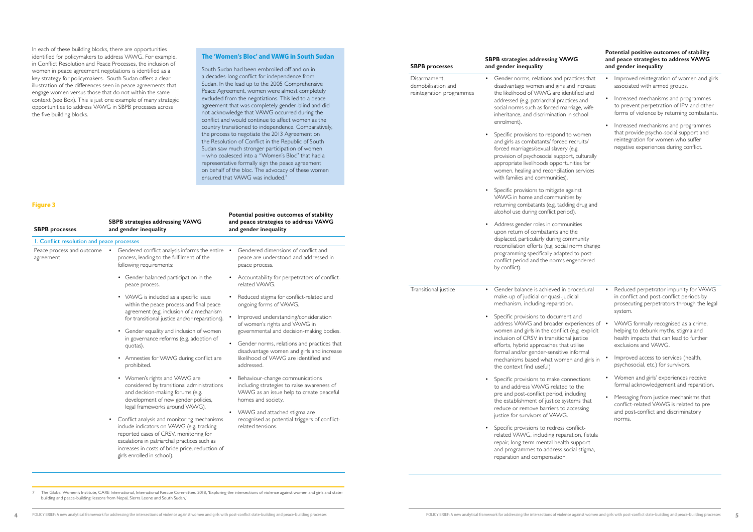In each of these building blocks, there are opportunities identified for policymakers to address VAWG. For example, in Conflict Resolution and Peace Processes, the inclusion of women in peace agreement negotiations is identified as a key strategy for policymakers. South Sudan offers a clear illustration of the differences seen in peace agreements that engage women versus those that do not within the same context (see Box). This is just one example of many strategic opportunities to address VAWG in SBPB processes across the five building blocks.

### The 'Women's Bloc' and VAWG in South Sudan

South Sudan had been embroiled off and on in a decades-long conflict for independence from Sudan. In the lead up to the 2005 Comprehensive Peace Agreement, women were almost completely excluded from the negotiations. This led to a peace agreement that was completely gender-blind and did not acknowledge that VAWG occurred during the conflict and would continue to affect women as the country transitioned to independence. Comparatively, the process to negotiate the 2013 Agreement on the Resolution of Conflict in the Republic of South Sudan saw much stronger participation of women – who coalesced into a "Women's Bloc" that had a representative formally sign the peace agreement on behalf of the bloc. The advocacy of these women ensured that VAWG was included.[7]

### Figure 3

| SBPB processes | SBPB strategies addressing VAWG and gender inequality | Potential positive outcomes of stability and peace strategies to address VAWG and gender inequality |
|---|---|---|
| **I. Conflict resolution and peace processes** | | |
| Peace process and outcome agreement | • Gendered conflict analysis informs the entire process, leading to the fulfilment of the following requirements:<br>• Gender balanced participation in the peace process.<br>• VAWG is included as a specific issue within the peace process and final peace agreement (e.g. inclusion of a mechanism for transitional justice and/or reparations).<br>• Gender equality and inclusion of women in governance reforms (e.g. adoption of quotas).<br>• Amnesties for VAWG during conflict are prohibited.<br>• Women's rights and VAWG are considered by transitional administrations and decision-making forums (e.g. development of new gender policies, legal frameworks around VAWG).<br>• Conflict analysis and monitoring mechanisms include indicators on VAWG (e.g. tracking reported cases of CRSV, monitoring for escalations in patriarchal practices such as increases in costs of bride price, reduction of girls enrolled in school). | • Gendered dimensions of conflict and peace are understood and addressed in peace process.<br>• Accountability for perpetrators of conflict-related VAWG.<br>• Reduced stigma for conflict-related and ongoing forms of VAWG.<br>• Improved understanding/consideration of women's rights and VAWG in governmental and decision-making bodies.<br>• Gender norms, relations and practices that disadvantage women and girls and increase likelihood of VAWG are identified and addressed.<br>• Behaviour-change communications including strategies to raise awareness of VAWG as an issue help to create peaceful homes and society.<br>• VAWG and attached stigma are recognised as potential triggers of conflict-related tensions. |
| Disarmament, demobilisation and reintegration programmes | • Gender norms, relations and practices that disadvantage women and girls and increase the likelihood of VAWG are identified and addressed (e.g. patriarchal practices and social norms such as forced marriage, wife inheritance, and discrimination in school enrolment).<br>• Specific provisions to respond to women and girls as combatants/ forced recruits/ forced marriages/sexual slavery (e.g. provision of psychosocial support, culturally appropriate livelihoods opportunities for women, healing and reconciliation services with families and communities).<br>• Specific provisions to mitigate against VAWG in home and communities by returning combatants (e.g. tackling drug and alcohol use during conflict period).<br>• Address gender roles in communities upon return of combatants and the displaced, particularly during community reconciliation efforts (e.g. social norm change programming specifically adapted to post-conflict period and the norms engendered by conflict). | • Improved reintegration of women and girls associated with armed groups.<br>• Increased mechanisms and programmes to prevent perpetration of IPV and other forms of violence by returning combatants.<br>• Increased mechanisms and programmes that provide psycho-social support and reintegration for women who suffer negative experiences during conflict. |
| Transitional justice | • Gender balance is achieved in procedural make-up of judicial or quasi-judicial mechanism, including reparation.<br>• Specific provisions to document and address VAWG and broader experiences of women and girls in the conflict (e.g. explicit inclusion of CRSV in transitional justice efforts, hybrid approaches that utilise formal and/or gender-sensitive informal mechanisms based what women and girls in the context find useful)<br>• Specific provisions to make connections to and address VAWG related to the pre and post-conflict period, including the establishment of justice systems that reduce or remove barriers to accessing justice for survivors of VAWG.<br>• Specific provisions to redress conflict-related VAWG, including reparation, fistula repair, long-term mental health support and programmes to address social stigma, reparation and compensation. | • Reduced perpetrator impunity for VAWG in conflict and post-conflict periods by prosecuting perpetrators through the legal system.<br>• VAWG formally recognised as a crime, helping to debunk myths, stigma and health impacts that can lead to further exclusions and VAWG.<br>• Improved access to services (health, psychosocial, etc.) for survivors.<br>• Women and girls' experiences receive formal acknowledgement and reparation.<br>• Messaging from justice mechanisms that conflict-related VAWG is related to pre and post-conflict and discriminatory norms. |

7 The Global Women's Institute, CARE International, International Rescue Committee. 2018, 'Exploring the intersections of violence against women and girls and state-building and peace-building: lessons from Nepal, Sierra Leone and South Sudan.'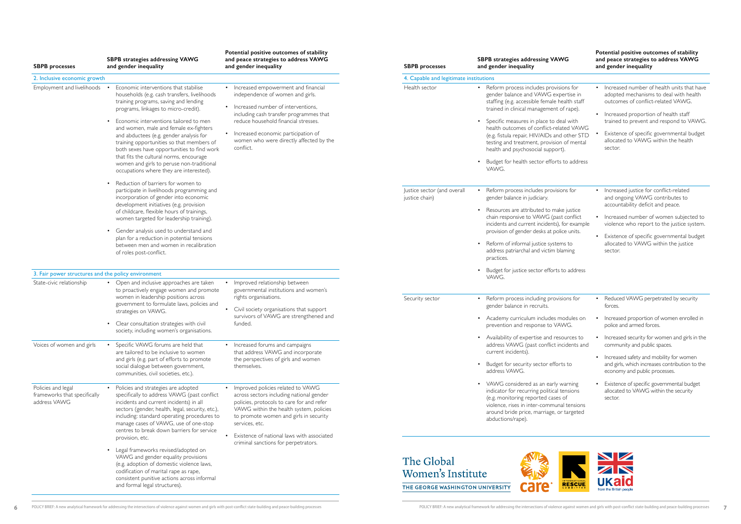| SBPB processes | SBPB strategies addressing VAWG and gender inequality | Potential positive outcomes of stability and peace strategies to address VAWG and gender inequality |
|---|---|---|
| **2. Inclusive economic growth** | | |
| Employment and livelihoods | • Economic interventions that stabilise households (e.g. cash transfers, livelihoods training programs, saving and lending programs, linkages to micro-credit).<br>• Economic interventions tailored to men and women, male and female ex-fighters and abductees (e.g. gender analysis for training opportunities so that members of both sexes have opportunities to find work that fits the cultural norms, encourage women and girls to peruse non-traditional occupations where they are interested).<br>• Reduction of barriers for women to participate in livelihoods programming and incorporation of gender into economic development initiatives (e.g. provision of childcare, flexible hours of trainings, women targeted for leadership training).<br>• Gender analysis used to understand and plan for a reduction in potential tensions between men and women in recalibration of roles post-conflict. | • Increased empowerment and financial independence of women and girls.<br>• Increased number of interventions, including cash transfer programmes that reduce household financial stresses.<br>• Increased economic participation of women who were directly affected by the conflict. |
| **3. Fair power structures and the policy environment** | | |
| State-civic relationship | • Open and inclusive approaches are taken to proactively engage women and promote women in leadership positions across government to formulate laws, policies and strategies on VAWG.<br>• Clear consultation strategies with civil society, including women's organisations. | • Improved relationship between governmental institutions and women's rights organisations.<br>• Civil society organisations that support survivors of VAWG are strengthened and funded. |
| Voices of women and girls | • Specific VAWG forums are held that are tailored to be inclusive to women and girls (e.g. part of efforts to promote social dialogue between government, communities, civil societies, etc.). | • Increased forums and campaigns that address VAWG and incorporate the perspectives of girls and women themselves. |
| Policies and legal frameworks that specifically address VAWG | • Policies and strategies are adopted specifically to address VAWG (past conflict incidents and current incidents) in all sectors (gender, health, legal, security, etc.), including: standard operating procedures to manage cases of VAWG, use of one-stop centres to break down barriers for service provision, etc.<br>• Legal frameworks revised/adopted on VAWG and gender equality provisions (e.g. adoption of domestic violence laws, codification of marital rape as rape, consistent punitive actions across informal and formal legal structures). | • Improved policies related to VAWG across sectors including national gender policies, protocols to care for and refer VAWG within the health system, policies to promote women and girls in security services, etc.<br>• Existence of national laws with associated criminal sanctions for perpetrators. |

| SBPB processes | SBPB strategies addressing VAWG and gender inequality | Potential positive outcomes of stability and peace strategies to address VAWG and gender inequality |
|---|---|---|
| **4. Capable and legitimate institutions** | | |
| Health sector | • Reform process includes provisions for gender balance and VAWG expertise in staffing (e.g. accessible female health staff trained in clinical management of rape).<br>• Specific measures in place to deal with health outcomes of conflict-related VAWG (e.g. fistula repair, HIV/AIDs and other STD testing and treatment, provision of mental health and psychosocial support).<br>• Budget for health sector efforts to address VAWG. | • Increased number of health units that have adopted mechanisms to deal with health outcomes of conflict-related VAWG.<br>• Increased proportion of health staff trained to prevent and respond to VAWG.<br>• Existence of specific governmental budget allocated to VAWG within the health sector. |
| Justice sector (and overall justice chain) | • Reform process includes provisions for gender balance in judiciary.<br>• Resources are attributed to make justice chain responsive to VAWG (past conflict incidents and current incidents), for example provision of gender desks at police units.<br>• Reform of informal justice systems to address patriarchal and victim blaming practices.<br>• Budget for justice sector efforts to address VAWG. | • Increased justice for conflict-related and ongoing VAWG contributes to accountability deficit and peace.<br>• Increased number of women subjected to violence who report to the justice system.<br>• Existence of specific governmental budget allocated to VAWG within the justice sector. |
| Security sector | • Reform process including provisions for gender balance in recruits.<br>• Academy curriculum includes modules on prevention and response to VAWG.<br>• Availability of expertise and resources to address VAWG (past conflict incidents and current incidents).<br>• Budget for security sector efforts to address VAWG.<br>• VAWG considered as an early warning indicator for recurring political tensions (e.g. monitoring reported cases of violence, rises in inter-communal tensions around bride price, marriage, or targeted abductions/rape). | • Reduced VAWG perpetrated by security forces.<br>• Increased proportion of women enrolled in police and armed forces.<br>• Increased security for women and girls in the community and public spaces.<br>• Increased safety and mobility for women and girls, which increases contribution to the economy and public processes.<br>• Existence of specific governmental budget allocated to VAWG within the security sector. |

The Global Women's Institute
THE GEORGE WASHINGTON UNIVERSITY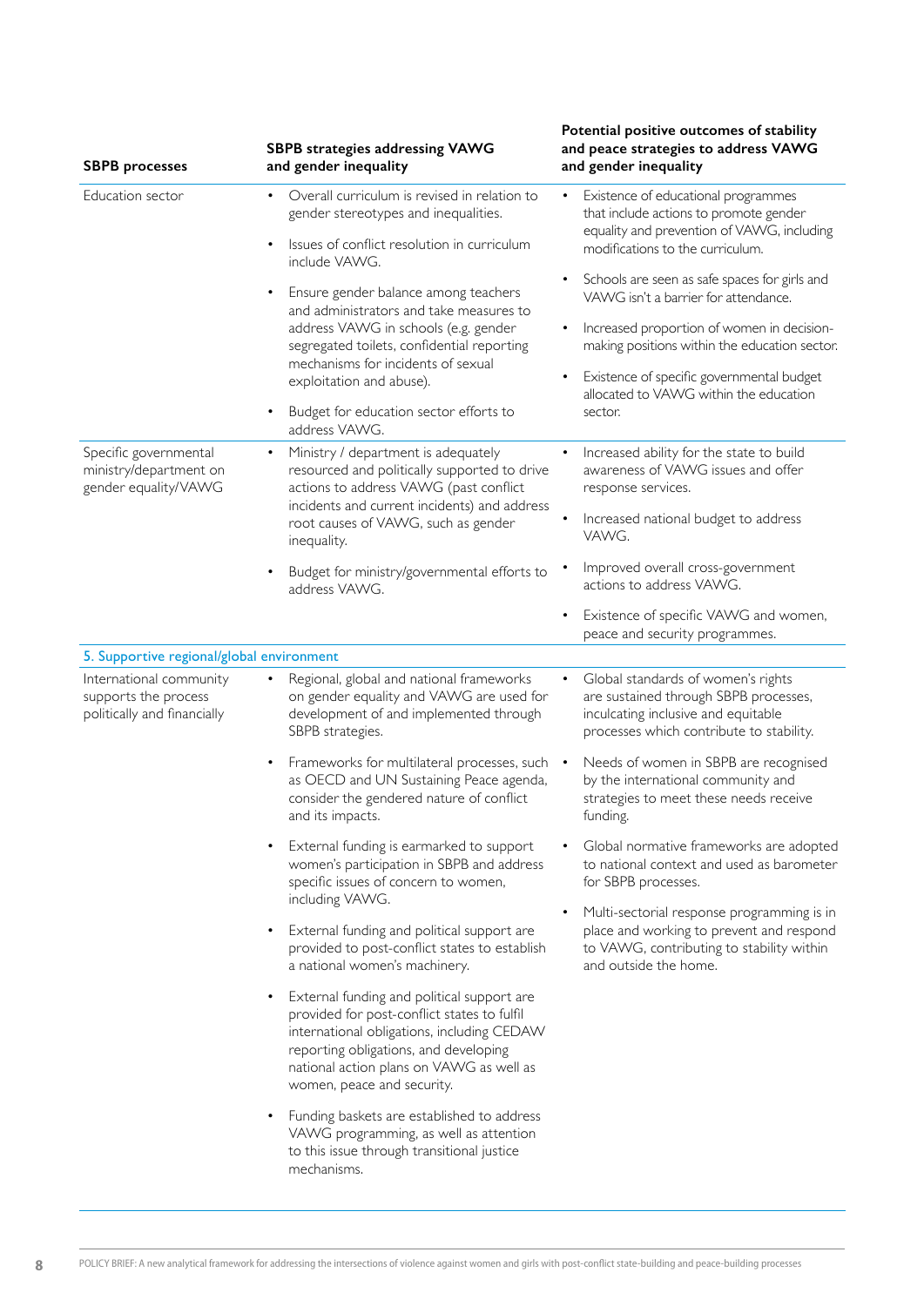| SBPB processes | SBPB strategies addressing VAWG and gender inequality | Potential positive outcomes of stability and peace strategies to address VAWG and gender inequality |
|---|---|---|
| Education sector | • Overall curriculum is revised in relation to gender stereotypes and inequalities.<br>• Issues of conflict resolution in curriculum include VAWG.<br>• Ensure gender balance among teachers and administrators and take measures to address VAWG in schools (e.g. gender segregated toilets, confidential reporting mechanisms for incidents of sexual exploitation and abuse).<br>• Budget for education sector efforts to address VAWG. | • Existence of educational programmes that include actions to promote gender equality and prevention of VAWG, including modifications to the curriculum.<br>• Schools are seen as safe spaces for girls and VAWG isn't a barrier for attendance.<br>• Increased proportion of women in decision-making positions within the education sector.<br>• Existence of specific governmental budget allocated to VAWG within the education sector. |
| Specific governmental ministry/department on gender equality/VAWG | • Ministry / department is adequately resourced and politically supported to drive actions to address VAWG (past conflict incidents and current incidents) and address root causes of VAWG, such as gender inequality.<br>• Budget for ministry/governmental efforts to address VAWG. | • Increased ability for the state to build awareness of VAWG issues and offer response services.<br>• Increased national budget to address VAWG.<br>• Improved overall cross-government actions to address VAWG.<br>• Existence of specific VAWG and women, peace and security programmes. |
| **5. Supportive regional/global environment** | | |
| International community supports the process politically and financially | • Regional, global and national frameworks on gender equality and VAWG are used for development of and implemented through SBPB strategies.<br>• Frameworks for multilateral processes, such as OECD and UN Sustaining Peace agenda, consider the gendered nature of conflict and its impacts.<br>• External funding is earmarked to support women's participation in SBPB and address specific issues of concern to women, including VAWG.<br>• External funding and political support are provided to post-conflict states to establish a national women's machinery.<br>• External funding and political support are provided for post-conflict states to fulfil international obligations, including CEDAW reporting obligations, and developing national action plans on VAWG as well as women, peace and security.<br>• Funding baskets are established to address VAWG programming, as well as attention to this issue through transitional justice mechanisms. | • Global standards of women's rights are sustained through SBPB processes, inculcating inclusive and equitable processes which contribute to stability.<br>• Needs of women in SBPB are recognised by the international community and strategies to meet these needs receive funding.<br>• Global normative frameworks are adopted to national context and used as barometer for SBPB processes.<br>• Multi-sectorial response programming is in place and working to prevent and respond to VAWG, contributing to stability within and outside the home. |